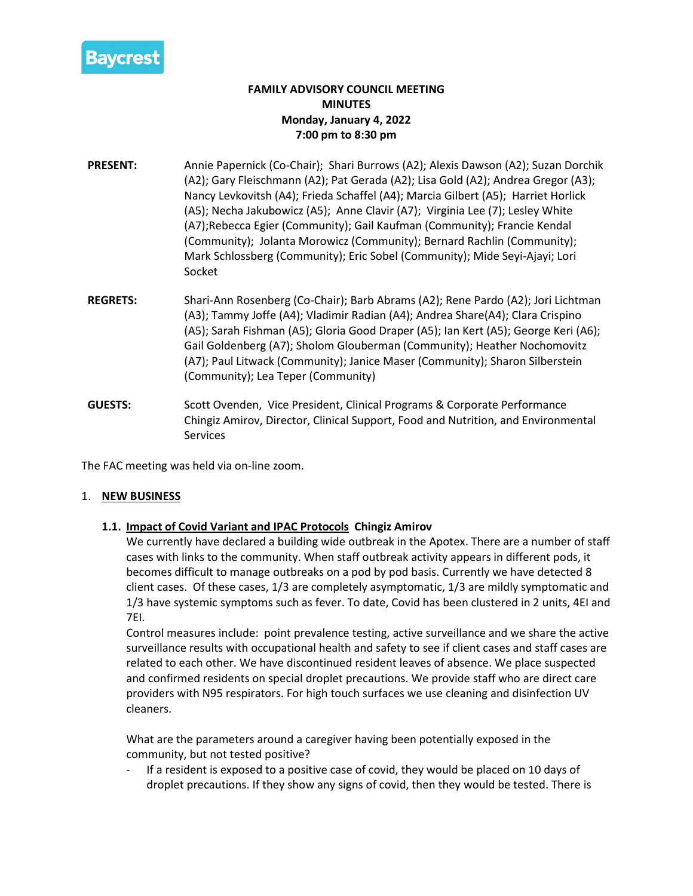Baycrest

**FAMILY ADVISORY COUNCIL MEETING**
**MINUTES**
**Monday, January 4, 2022**
**7:00 pm to 8:30 pm**

**PRESENT:** Annie Papernick (Co-Chair); Shari Burrows (A2); Alexis Dawson (A2); Suzan Dorchik (A2); Gary Fleischmann (A2); Pat Gerada (A2); Lisa Gold (A2); Andrea Gregor (A3); Nancy Levkovitsh (A4); Frieda Schaffel (A4); Marcia Gilbert (A5); Harriet Horlick (A5); Necha Jakubowicz (A5); Anne Clavir (A7); Virginia Lee (7); Lesley White (A7);Rebecca Egier (Community); Gail Kaufman (Community); Francie Kendal (Community); Jolanta Morowicz (Community); Bernard Rachlin (Community); Mark Schlossberg (Community); Eric Sobel (Community); Mide Seyi-Ajayi; Lori Socket

**REGRETS:** Shari-Ann Rosenberg (Co-Chair); Barb Abrams (A2); Rene Pardo (A2); Jori Lichtman (A3); Tammy Joffe (A4); Vladimir Radian (A4); Andrea Share(A4); Clara Crispino (A5); Sarah Fishman (A5); Gloria Good Draper (A5); Ian Kert (A5); George Keri (A6); Gail Goldenberg (A7); Sholom Glouberman (Community); Heather Nochomovitz (A7); Paul Litwack (Community); Janice Maser (Community); Sharon Silberstein (Community); Lea Teper (Community)

**GUESTS:** Scott Ovenden, Vice President, Clinical Programs & Corporate Performance
Chingiz Amirov, Director, Clinical Support, Food and Nutrition, and Environmental Services

The FAC meeting was held via on-line zoom.

1. **NEW BUSINESS**

**1.1. Impact of Covid Variant and IPAC Protocols Chingiz Amirov**

We currently have declared a building wide outbreak in the Apotex. There are a number of staff cases with links to the community. When staff outbreak activity appears in different pods, it becomes difficult to manage outbreaks on a pod by pod basis. Currently we have detected 8 client cases. Of these cases, 1/3 are completely asymptomatic, 1/3 are mildly symptomatic and 1/3 have systemic symptoms such as fever. To date, Covid has been clustered in 2 units, 4EI and 7EI.

Control measures include: point prevalence testing, active surveillance and we share the active surveillance results with occupational health and safety to see if client cases and staff cases are related to each other. We have discontinued resident leaves of absence. We place suspected and confirmed residents on special droplet precautions. We provide staff who are direct care providers with N95 respirators. For high touch surfaces we use cleaning and disinfection UV cleaners.

What are the parameters around a caregiver having been potentially exposed in the community, but not tested positive?

- If a resident is exposed to a positive case of covid, they would be placed on 10 days of droplet precautions. If they show any signs of covid, then they would be tested. There is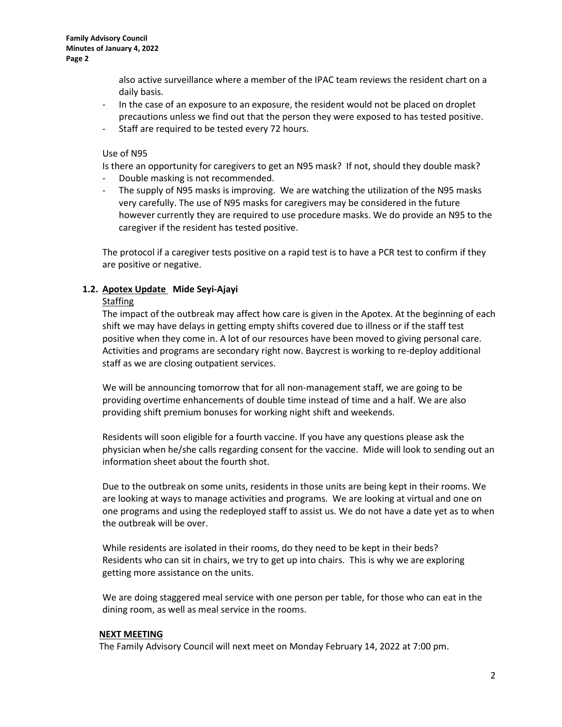also active surveillance where a member of the IPAC team reviews the resident chart on a daily basis.

- In the case of an exposure to an exposure, the resident would not be placed on droplet precautions unless we find out that the person they were exposed to has tested positive.
- Staff are required to be tested every 72 hours.

Use of N95

Is there an opportunity for caregivers to get an N95 mask? If not, should they double mask?

- Double masking is not recommended.
- The supply of N95 masks is improving. We are watching the utilization of the N95 masks very carefully. The use of N95 masks for caregivers may be considered in the future however currently they are required to use procedure masks. We do provide an N95 to the caregiver if the resident has tested positive.

The protocol if a caregiver tests positive on a rapid test is to have a PCR test to confirm if they are positive or negative.

**1.2. Apotex Update Mide Seyi-Ajayi**

Staffing

The impact of the outbreak may affect how care is given in the Apotex. At the beginning of each shift we may have delays in getting empty shifts covered due to illness or if the staff test positive when they come in. A lot of our resources have been moved to giving personal care. Activities and programs are secondary right now. Baycrest is working to re-deploy additional staff as we are closing outpatient services.

We will be announcing tomorrow that for all non-management staff, we are going to be providing overtime enhancements of double time instead of time and a half. We are also providing shift premium bonuses for working night shift and weekends.

Residents will soon eligible for a fourth vaccine. If you have any questions please ask the physician when he/she calls regarding consent for the vaccine. Mide will look to sending out an information sheet about the fourth shot.

Due to the outbreak on some units, residents in those units are being kept in their rooms. We are looking at ways to manage activities and programs. We are looking at virtual and one on one programs and using the redeployed staff to assist us. We do not have a date yet as to when the outbreak will be over.

While residents are isolated in their rooms, do they need to be kept in their beds? Residents who can sit in chairs, we try to get up into chairs. This is why we are exploring getting more assistance on the units.

We are doing staggered meal service with one person per table, for those who can eat in the dining room, as well as meal service in the rooms.

**NEXT MEETING**

The Family Advisory Council will next meet on Monday February 14, 2022 at 7:00 pm.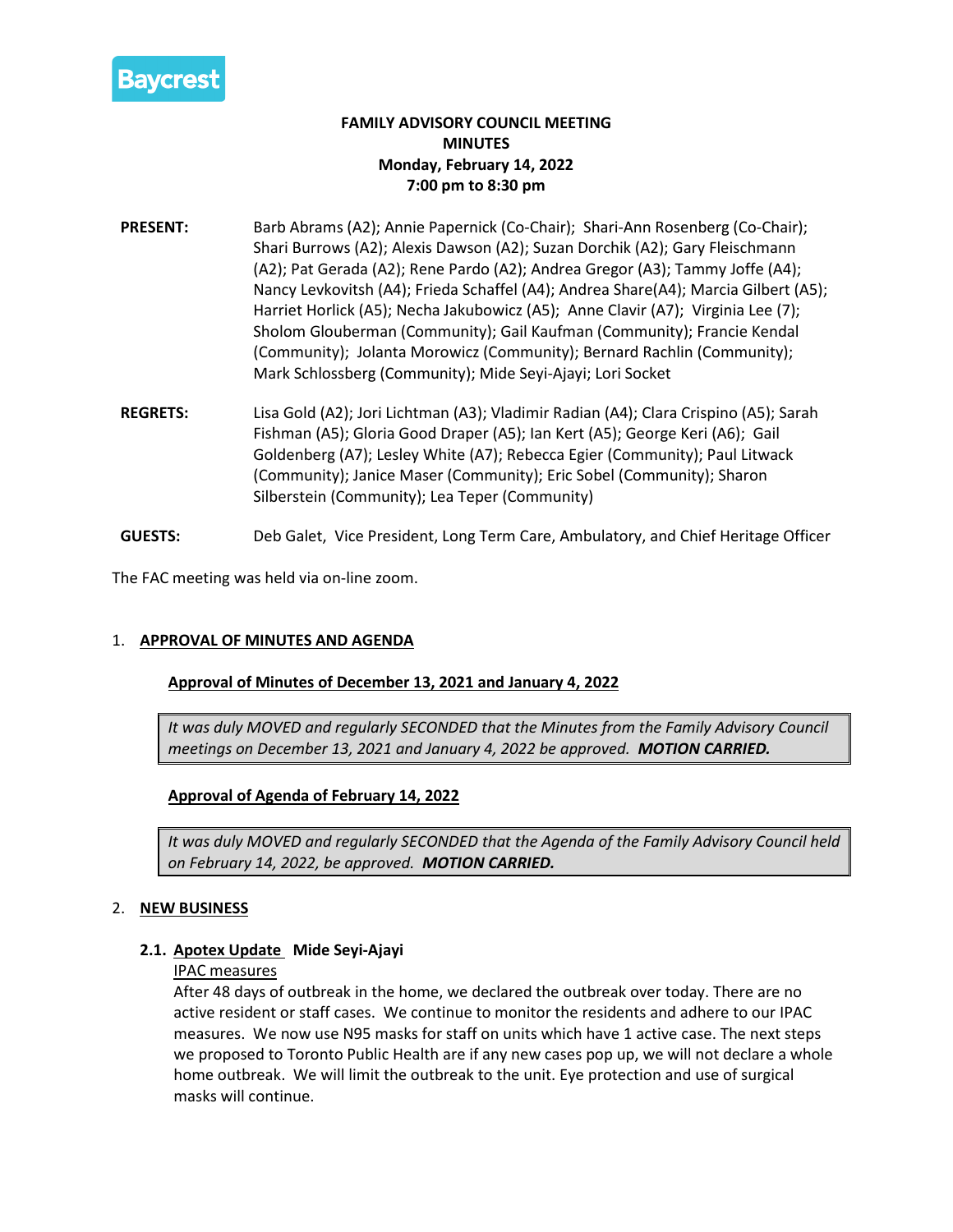**FAMILY ADVISORY COUNCIL MEETING**
**MINUTES**
**Monday, February 14, 2022**
**7:00 pm to 8:30 pm**

**PRESENT:** Barb Abrams (A2); Annie Papernick (Co-Chair); Shari-Ann Rosenberg (Co-Chair); Shari Burrows (A2); Alexis Dawson (A2); Suzan Dorchik (A2); Gary Fleischmann (A2); Pat Gerada (A2); Rene Pardo (A2); Andrea Gregor (A3); Tammy Joffe (A4); Nancy Levkovitsh (A4); Frieda Schaffel (A4); Andrea Share(A4); Marcia Gilbert (A5); Harriet Horlick (A5); Necha Jakubowicz (A5); Anne Clavir (A7); Virginia Lee (7); Sholom Glouberman (Community); Gail Kaufman (Community); Francie Kendal (Community); Jolanta Morowicz (Community); Bernard Rachlin (Community); Mark Schlossberg (Community); Mide Seyi-Ajayi; Lori Socket

**REGRETS:** Lisa Gold (A2); Jori Lichtman (A3); Vladimir Radian (A4); Clara Crispino (A5); Sarah Fishman (A5); Gloria Good Draper (A5); Ian Kert (A5); George Keri (A6); Gail Goldenberg (A7); Lesley White (A7); Rebecca Egier (Community); Paul Litwack (Community); Janice Maser (Community); Eric Sobel (Community); Sharon Silberstein (Community); Lea Teper (Community)

**GUESTS:** Deb Galet, Vice President, Long Term Care, Ambulatory, and Chief Heritage Officer

The FAC meeting was held via on-line zoom.

## 1. APPROVAL OF MINUTES AND AGENDA

### Approval of Minutes of December 13, 2021 and January 4, 2022

*It was duly MOVED and regularly SECONDED that the Minutes from the Family Advisory Council meetings on December 13, 2021 and January 4, 2022 be approved.* ***MOTION CARRIED.***

### Approval of Agenda of February 14, 2022

*It was duly MOVED and regularly SECONDED that the Agenda of the Family Advisory Council held on February 14, 2022, be approved.* ***MOTION CARRIED.***

## 2. NEW BUSINESS

### 2.1. Apotex Update Mide Seyi-Ajayi

IPAC measures

After 48 days of outbreak in the home, we declared the outbreak over today. There are no active resident or staff cases. We continue to monitor the residents and adhere to our IPAC measures. We now use N95 masks for staff on units which have 1 active case. The next steps we proposed to Toronto Public Health are if any new cases pop up, we will not declare a whole home outbreak. We will limit the outbreak to the unit. Eye protection and use of surgical masks will continue.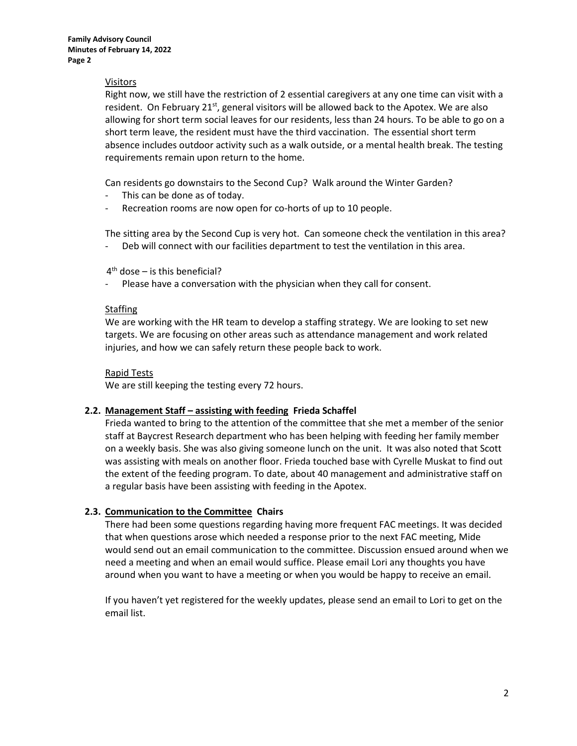Visitors

Right now, we still have the restriction of 2 essential caregivers at any one time can visit with a resident. On February 21st, general visitors will be allowed back to the Apotex. We are also allowing for short term social leaves for our residents, less than 24 hours. To be able to go on a short term leave, the resident must have the third vaccination. The essential short term absence includes outdoor activity such as a walk outside, or a mental health break. The testing requirements remain upon return to the home.

Can residents go downstairs to the Second Cup? Walk around the Winter Garden?

- This can be done as of today.
- Recreation rooms are now open for co-horts of up to 10 people.

The sitting area by the Second Cup is very hot. Can someone check the ventilation in this area?

- Deb will connect with our facilities department to test the ventilation in this area.

4th dose – is this beneficial?

- Please have a conversation with the physician when they call for consent.

Staffing

We are working with the HR team to develop a staffing strategy. We are looking to set new targets. We are focusing on other areas such as attendance management and work related injuries, and how we can safely return these people back to work.

Rapid Tests

We are still keeping the testing every 72 hours.

**2.2. Management Staff – assisting with feeding Frieda Schaffel**

Frieda wanted to bring to the attention of the committee that she met a member of the senior staff at Baycrest Research department who has been helping with feeding her family member on a weekly basis. She was also giving someone lunch on the unit. It was also noted that Scott was assisting with meals on another floor. Frieda touched base with Cyrelle Muskat to find out the extent of the feeding program. To date, about 40 management and administrative staff on a regular basis have been assisting with feeding in the Apotex.

**2.3. Communication to the Committee Chairs**

There had been some questions regarding having more frequent FAC meetings. It was decided that when questions arose which needed a response prior to the next FAC meeting, Mide would send out an email communication to the committee. Discussion ensued around when we need a meeting and when an email would suffice. Please email Lori any thoughts you have around when you want to have a meeting or when you would be happy to receive an email.

If you haven't yet registered for the weekly updates, please send an email to Lori to get on the email list.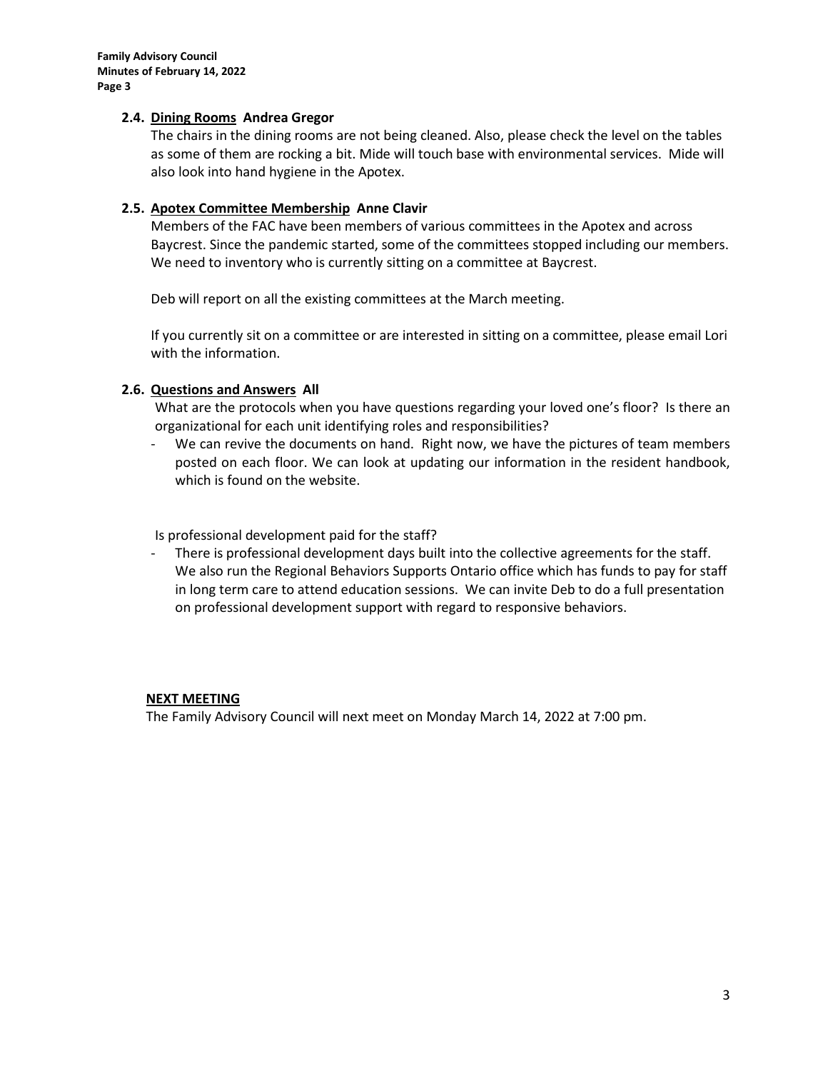### 2.4. <u>Dining Rooms</u> Andrea Gregor

The chairs in the dining rooms are not being cleaned. Also, please check the level on the tables as some of them are rocking a bit. Mide will touch base with environmental services. Mide will also look into hand hygiene in the Apotex.

### 2.5. <u>Apotex Committee Membership</u> Anne Clavir

Members of the FAC have been members of various committees in the Apotex and across Baycrest. Since the pandemic started, some of the committees stopped including our members. We need to inventory who is currently sitting on a committee at Baycrest.

Deb will report on all the existing committees at the March meeting.

If you currently sit on a committee or are interested in sitting on a committee, please email Lori with the information.

### 2.6. <u>Questions and Answers</u> All

What are the protocols when you have questions regarding your loved one's floor? Is there an organizational for each unit identifying roles and responsibilities?

- We can revive the documents on hand. Right now, we have the pictures of team members posted on each floor. We can look at updating our information in the resident handbook, which is found on the website.

Is professional development paid for the staff?

- There is professional development days built into the collective agreements for the staff. We also run the Regional Behaviors Supports Ontario office which has funds to pay for staff in long term care to attend education sessions. We can invite Deb to do a full presentation on professional development support with regard to responsive behaviors.

**<u>NEXT MEETING</u>**

The Family Advisory Council will next meet on Monday March 14, 2022 at 7:00 pm.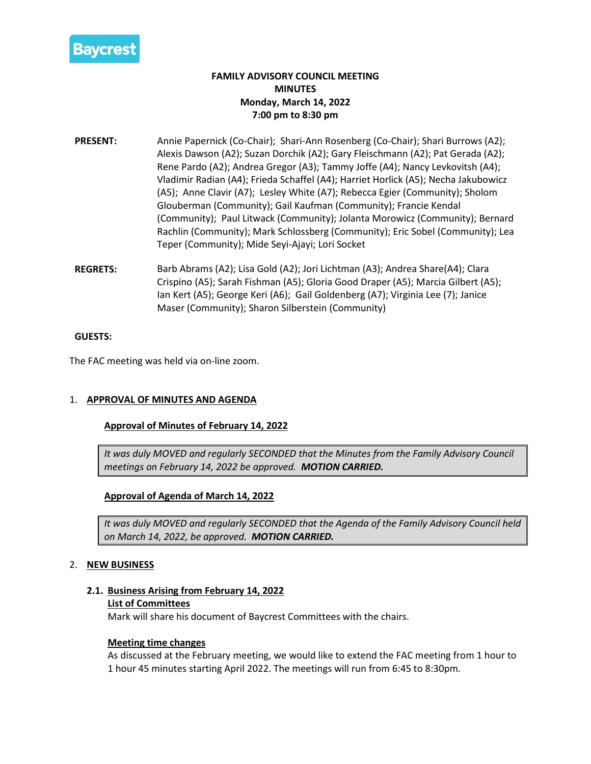Baycrest

**FAMILY ADVISORY COUNCIL MEETING**
**MINUTES**
**Monday, March 14, 2022**
**7:00 pm to 8:30 pm**

**PRESENT:** Annie Papernick (Co-Chair); Shari-Ann Rosenberg (Co-Chair); Shari Burrows (A2); Alexis Dawson (A2); Suzan Dorchik (A2); Gary Fleischmann (A2); Pat Gerada (A2); Rene Pardo (A2); Andrea Gregor (A3); Tammy Joffe (A4); Nancy Levkovitsh (A4); Vladimir Radian (A4); Frieda Schaffel (A4); Harriet Horlick (A5); Necha Jakubowicz (A5); Anne Clavir (A7); Lesley White (A7); Rebecca Egier (Community); Sholom Glouberman (Community); Gail Kaufman (Community); Francie Kendal (Community); Paul Litwack (Community); Jolanta Morowicz (Community); Bernard Rachlin (Community); Mark Schlossberg (Community); Eric Sobel (Community); Lea Teper (Community); Mide Seyi-Ajayi; Lori Socket

**REGRETS:** Barb Abrams (A2); Lisa Gold (A2); Jori Lichtman (A3); Andrea Share(A4); Clara Crispino (A5); Sarah Fishman (A5); Gloria Good Draper (A5); Marcia Gilbert (A5); Ian Kert (A5); George Keri (A6); Gail Goldenberg (A7); Virginia Lee (7); Janice Maser (Community); Sharon Silberstein (Community)

**GUESTS:**

The FAC meeting was held via on-line zoom.

## 1. APPROVAL OF MINUTES AND AGENDA

**Approval of Minutes of February 14, 2022**

> *It was duly MOVED and regularly SECONDED that the Minutes from the Family Advisory Council meetings on February 14, 2022 be approved.* ***MOTION CARRIED.***

**Approval of Agenda of March 14, 2022**

> *It was duly MOVED and regularly SECONDED that the Agenda of the Family Advisory Council held on March 14, 2022, be approved.* ***MOTION CARRIED.***

## 2. NEW BUSINESS

### 2.1. Business Arising from February 14, 2022

**List of Committees**

Mark will share his document of Baycrest Committees with the chairs.

**Meeting time changes**

As discussed at the February meeting, we would like to extend the FAC meeting from 1 hour to 1 hour 45 minutes starting April 2022. The meetings will run from 6:45 to 8:30pm.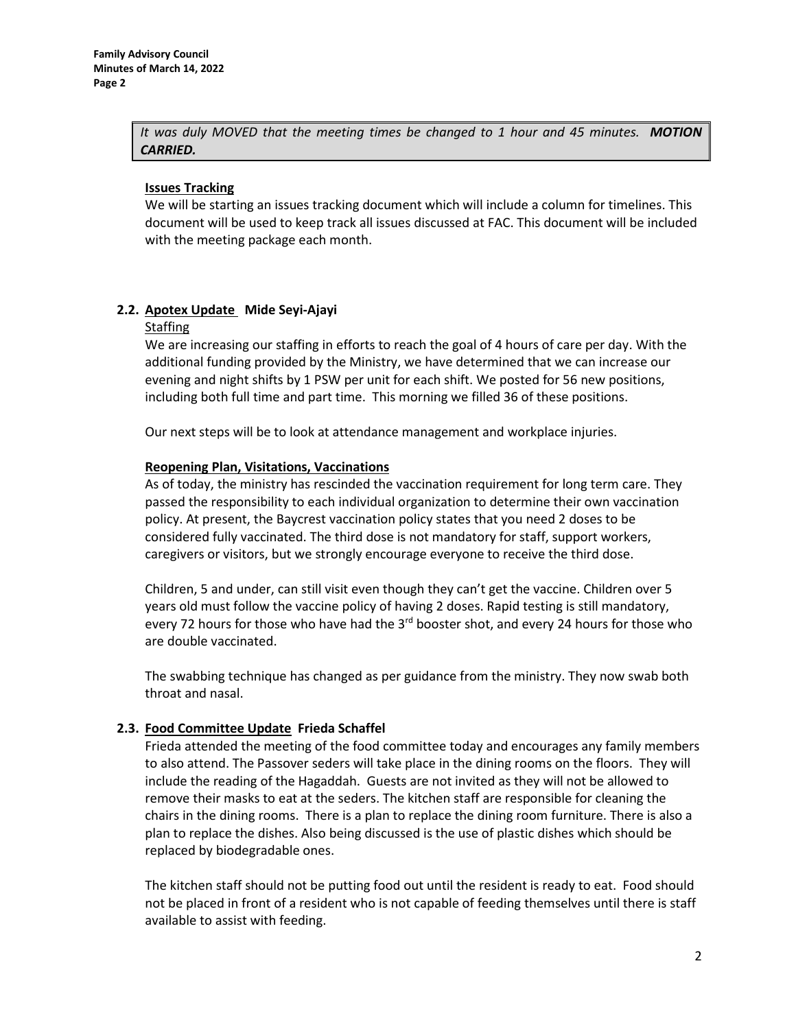*It was duly MOVED that the meeting times be changed to 1 hour and 45 minutes.* ***MOTION CARRIED.***

**Issues Tracking**

We will be starting an issues tracking document which will include a column for timelines. This document will be used to keep track all issues discussed at FAC. This document will be included with the meeting package each month.

### 2.2. Apotex Update **Mide Seyi-Ajayi**

Staffing

We are increasing our staffing in efforts to reach the goal of 4 hours of care per day. With the additional funding provided by the Ministry, we have determined that we can increase our evening and night shifts by 1 PSW per unit for each shift. We posted for 56 new positions, including both full time and part time. This morning we filled 36 of these positions.

Our next steps will be to look at attendance management and workplace injuries.

**Reopening Plan, Visitations, Vaccinations**

As of today, the ministry has rescinded the vaccination requirement for long term care. They passed the responsibility to each individual organization to determine their own vaccination policy. At present, the Baycrest vaccination policy states that you need 2 doses to be considered fully vaccinated. The third dose is not mandatory for staff, support workers, caregivers or visitors, but we strongly encourage everyone to receive the third dose.

Children, 5 and under, can still visit even though they can't get the vaccine. Children over 5 years old must follow the vaccine policy of having 2 doses. Rapid testing is still mandatory, every 72 hours for those who have had the 3rd booster shot, and every 24 hours for those who are double vaccinated.

The swabbing technique has changed as per guidance from the ministry. They now swab both throat and nasal.

### 2.3. Food Committee Update **Frieda Schaffel**

Frieda attended the meeting of the food committee today and encourages any family members to also attend. The Passover seders will take place in the dining rooms on the floors. They will include the reading of the Hagaddah. Guests are not invited as they will not be allowed to remove their masks to eat at the seders. The kitchen staff are responsible for cleaning the chairs in the dining rooms. There is a plan to replace the dining room furniture. There is also a plan to replace the dishes. Also being discussed is the use of plastic dishes which should be replaced by biodegradable ones.

The kitchen staff should not be putting food out until the resident is ready to eat. Food should not be placed in front of a resident who is not capable of feeding themselves until there is staff available to assist with feeding.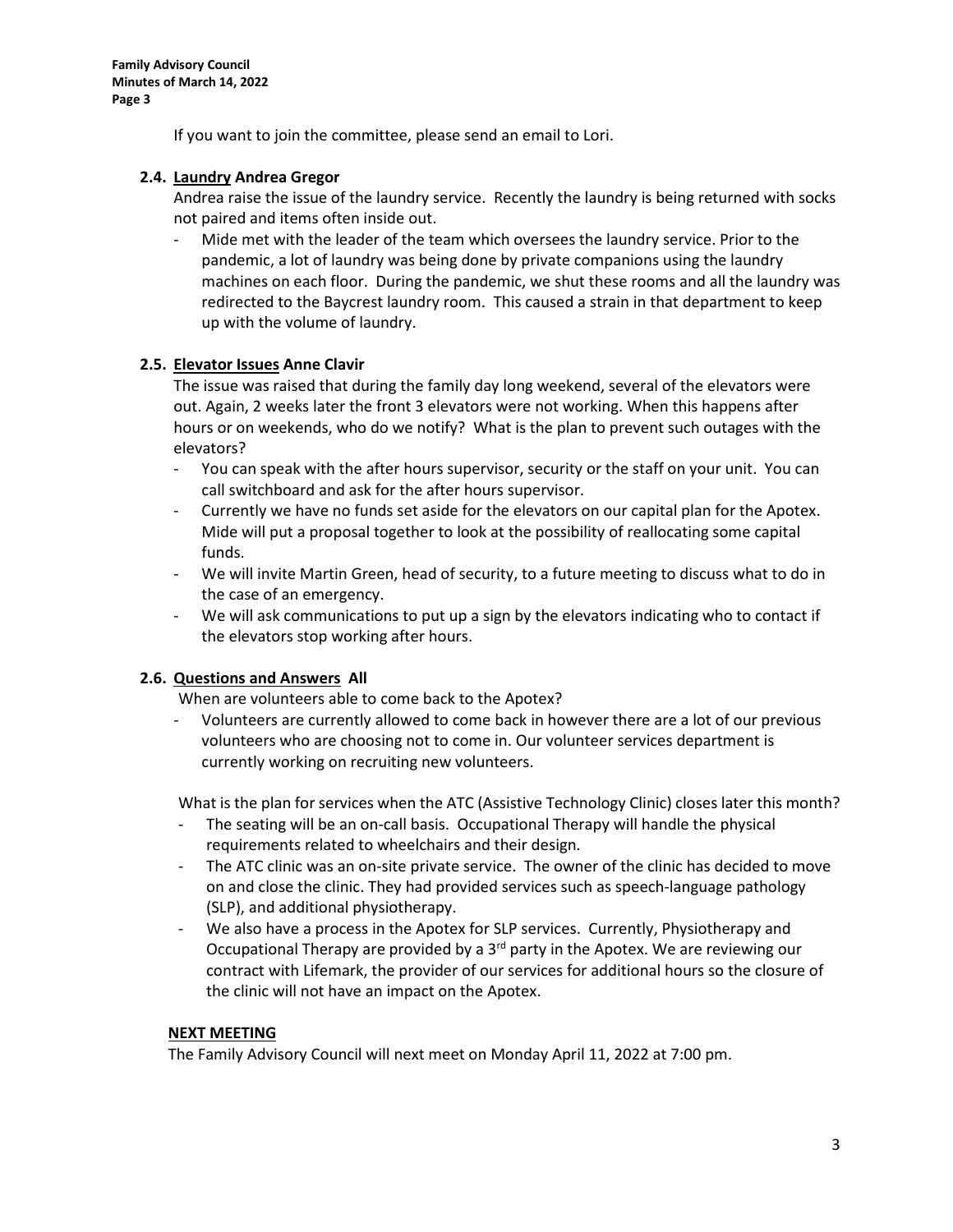If you want to join the committee, please send an email to Lori.

**2.4. Laundry Andrea Gregor**

Andrea raise the issue of the laundry service. Recently the laundry is being returned with socks not paired and items often inside out.

- Mide met with the leader of the team which oversees the laundry service. Prior to the pandemic, a lot of laundry was being done by private companions using the laundry machines on each floor. During the pandemic, we shut these rooms and all the laundry was redirected to the Baycrest laundry room. This caused a strain in that department to keep up with the volume of laundry.

**2.5. Elevator Issues Anne Clavir**

The issue was raised that during the family day long weekend, several of the elevators were out. Again, 2 weeks later the front 3 elevators were not working. When this happens after hours or on weekends, who do we notify? What is the plan to prevent such outages with the elevators?

- You can speak with the after hours supervisor, security or the staff on your unit. You can call switchboard and ask for the after hours supervisor.
- Currently we have no funds set aside for the elevators on our capital plan for the Apotex. Mide will put a proposal together to look at the possibility of reallocating some capital funds.
- We will invite Martin Green, head of security, to a future meeting to discuss what to do in the case of an emergency.
- We will ask communications to put up a sign by the elevators indicating who to contact if the elevators stop working after hours.

**2.6. Questions and Answers All**

When are volunteers able to come back to the Apotex?

- Volunteers are currently allowed to come back in however there are a lot of our previous volunteers who are choosing not to come in. Our volunteer services department is currently working on recruiting new volunteers.

What is the plan for services when the ATC (Assistive Technology Clinic) closes later this month?

- The seating will be an on-call basis. Occupational Therapy will handle the physical requirements related to wheelchairs and their design.
- The ATC clinic was an on-site private service. The owner of the clinic has decided to move on and close the clinic. They had provided services such as speech-language pathology (SLP), and additional physiotherapy.
- We also have a process in the Apotex for SLP services. Currently, Physiotherapy and Occupational Therapy are provided by a 3rd party in the Apotex. We are reviewing our contract with Lifemark, the provider of our services for additional hours so the closure of the clinic will not have an impact on the Apotex.

**NEXT MEETING**

The Family Advisory Council will next meet on Monday April 11, 2022 at 7:00 pm.